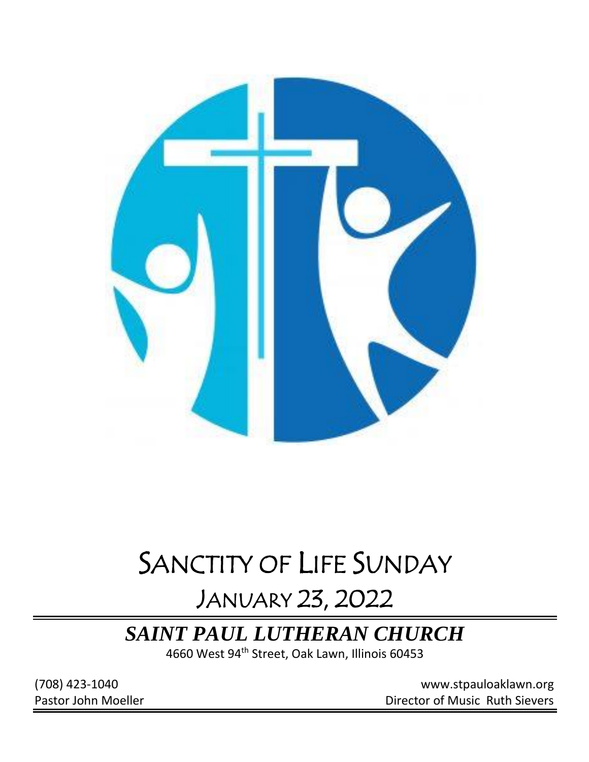# Sanctity of Life Sunday

## January 23, 2022

## *SAINT PAUL LUTHERAN CHURCH*

4660 West 94th Street, Oak Lawn, Illinois 60453

(708) 423-1040 www.stpauloaklawn.org

Pastor John Moeller Director of Music Ruth Sievers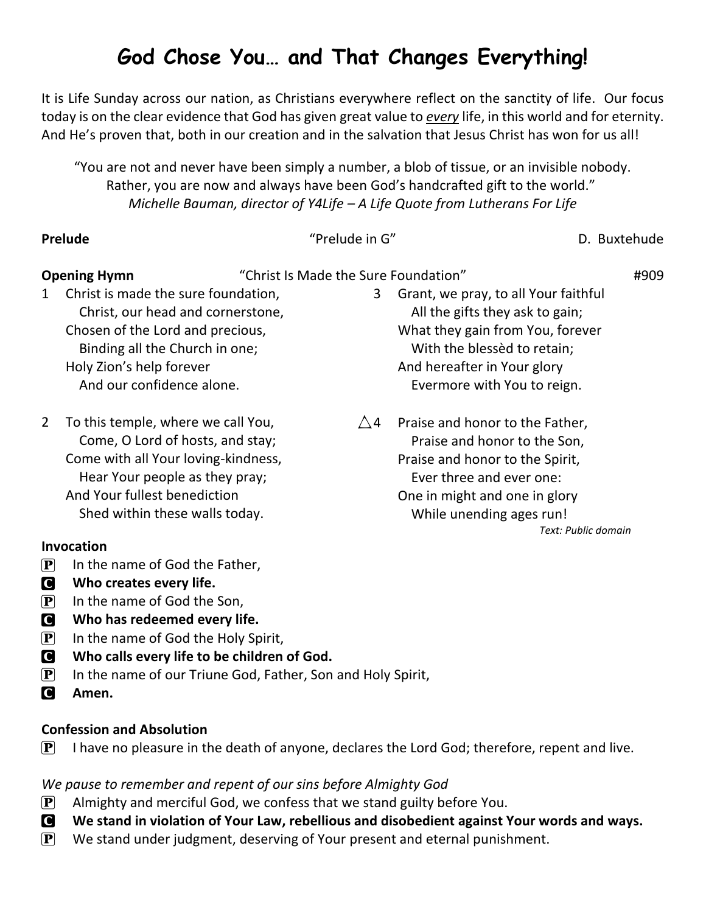# God Chose You… and That Changes Everything!

It is Life Sunday across our nation, as Christians everywhere reflect on the sanctity of life. Our focus today is on the clear evidence that God has given great value to ***every*** life, in this world and for eternity. And He's proven that, both in our creation and in the salvation that Jesus Christ has won for us all!

"You are not and never have been simply a number, a blob of tissue, or an invisible nobody. Rather, you are now and always have been God's handcrafted gift to the world."
*Michelle Bauman, director of Y4Life – A Life Quote from Lutherans For Life*

**Prelude** "Prelude in G" D. Buxtehude

**Opening Hymn** "Christ Is Made the Sure Foundation" #909

1 Christ is made the sure foundation,
Christ, our head and cornerstone,
Chosen of the Lord and precious,
Binding all the Church in one;
Holy Zion's help forever
And our confidence alone.

2 To this temple, where we call You,
Come, O Lord of hosts, and stay;
Come with all Your loving-kindness,
Hear Your people as they pray;
And Your fullest benediction
Shed within these walls today.

3 Grant, we pray, to all Your faithful
All the gifts they ask to gain;
What they gain from You, forever
With the blessèd to retain;
And hereafter in Your glory
Evermore with You to reign.

△4 Praise and honor to the Father,
Praise and honor to the Son,
Praise and honor to the Spirit,
Ever three and ever one:
One in might and one in glory
While unending ages run!

*Text: Public domain*

**Invocation**

P In the name of God the Father,
C **Who creates every life.**
P In the name of God the Son,
C **Who has redeemed every life.**
P In the name of God the Holy Spirit,
C **Who calls every life to be children of God.**
P In the name of our Triune God, Father, Son and Holy Spirit,
C **Amen.**

**Confession and Absolution**

P I have no pleasure in the death of anyone, declares the Lord God; therefore, repent and live.

*We pause to remember and repent of our sins before Almighty God*

P Almighty and merciful God, we confess that we stand guilty before You.
C **We stand in violation of Your Law, rebellious and disobedient against Your words and ways.**
P We stand under judgment, deserving of Your present and eternal punishment.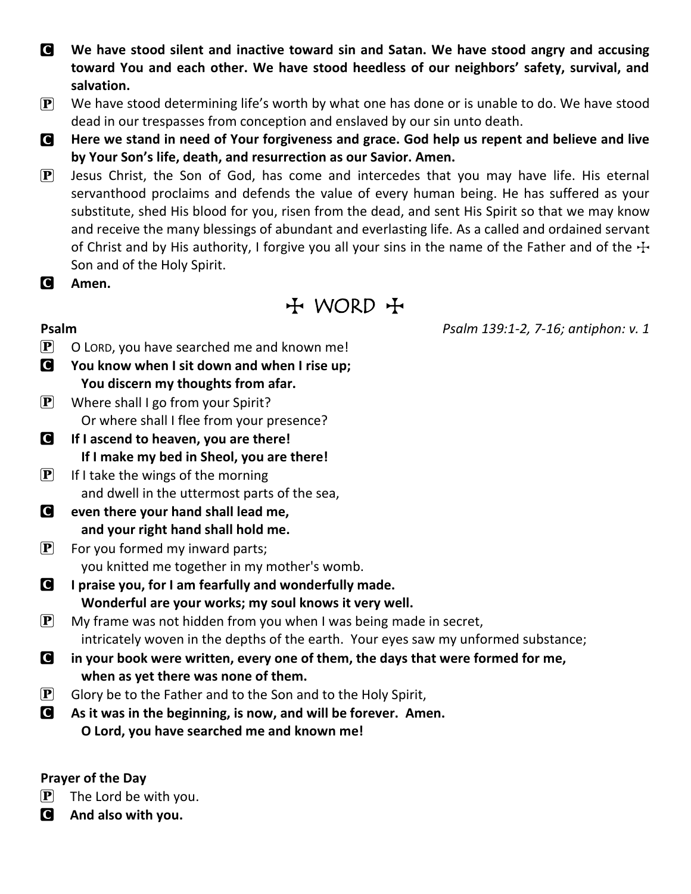**C** **We have stood silent and inactive toward sin and Satan. We have stood angry and accusing toward You and each other. We have stood heedless of our neighbors' safety, survival, and salvation.**

**P** We have stood determining life's worth by what one has done or is unable to do. We have stood dead in our trespasses from conception and enslaved by our sin unto death.

**C** **Here we stand in need of Your forgiveness and grace. God help us repent and believe and live by Your Son's life, death, and resurrection as our Savior. Amen.**

**P** Jesus Christ, the Son of God, has come and intercedes that you may have life. His eternal servanthood proclaims and defends the value of every human being. He has suffered as your substitute, shed His blood for you, risen from the dead, and sent His Spirit so that we may know and receive the many blessings of abundant and everlasting life. As a called and ordained servant of Christ and by His authority, I forgive you all your sins in the name of the Father and of the ☩ Son and of the Holy Spirit.

**C** **Amen.**

# ☩ WORD ☩

**Psalm** *Psalm 139:1-2, 7-16; antiphon: v. 1*

**P** O LORD, you have searched me and known me!

**C** **You know when I sit down and when I rise up;**
 **You discern my thoughts from afar.**

**P** Where shall I go from your Spirit?
 Or where shall I flee from your presence?

**C** **If I ascend to heaven, you are there!**
 **If I make my bed in Sheol, you are there!**

**P** If I take the wings of the morning
 and dwell in the uttermost parts of the sea,

**C** **even there your hand shall lead me,**
 **and your right hand shall hold me.**

**P** For you formed my inward parts;
 you knitted me together in my mother's womb.

**C** **I praise you, for I am fearfully and wonderfully made.**
 **Wonderful are your works; my soul knows it very well.**

**P** My frame was not hidden from you when I was being made in secret,
 intricately woven in the depths of the earth. Your eyes saw my unformed substance;

**C** **in your book were written, every one of them, the days that were formed for me,**
 **when as yet there was none of them.**

**P** Glory be to the Father and to the Son and to the Holy Spirit,

**C** **As it was in the beginning, is now, and will be forever. Amen.**
 **O Lord, you have searched me and known me!**

**Prayer of the Day**

**P** The Lord be with you.

**C** **And also with you.**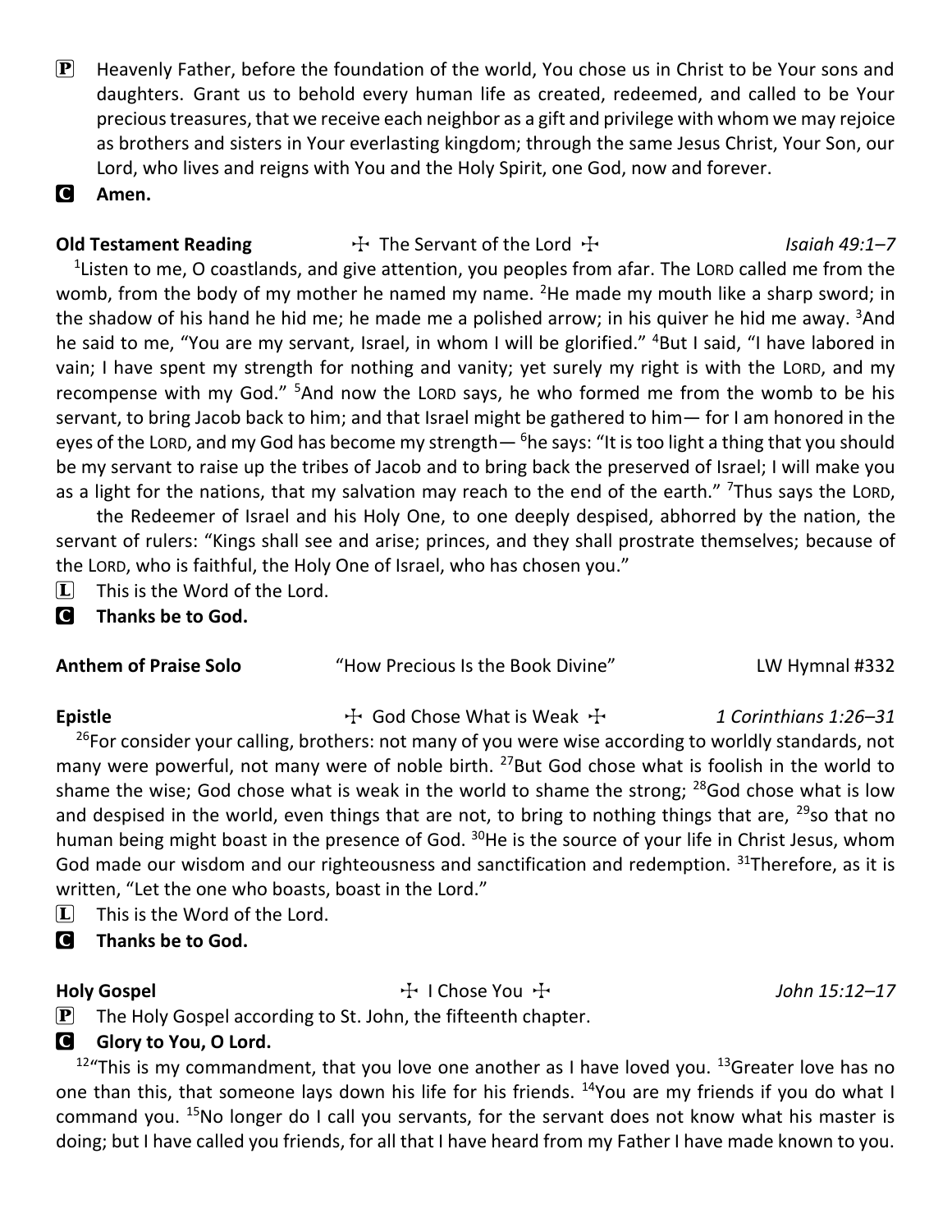**P** Heavenly Father, before the foundation of the world, You chose us in Christ to be Your sons and daughters. Grant us to behold every human life as created, redeemed, and called to be Your precious treasures, that we receive each neighbor as a gift and privilege with whom we may rejoice as brothers and sisters in Your everlasting kingdom; through the same Jesus Christ, Your Son, our Lord, who lives and reigns with You and the Holy Spirit, one God, now and forever.

**C** **Amen.**

**Old Testament Reading** ☩ The Servant of the Lord ☩ *Isaiah 49:1–7*

[1]Listen to me, O coastlands, and give attention, you peoples from afar. The LORD called me from the womb, from the body of my mother he named my name. [2]He made my mouth like a sharp sword; in the shadow of his hand he hid me; he made me a polished arrow; in his quiver he hid me away. [3]And he said to me, "You are my servant, Israel, in whom I will be glorified." [4]But I said, "I have labored in vain; I have spent my strength for nothing and vanity; yet surely my right is with the LORD, and my recompense with my God." [5]And now the LORD says, he who formed me from the womb to be his servant, to bring Jacob back to him; and that Israel might be gathered to him— for I am honored in the eyes of the LORD, and my God has become my strength— [6]he says: "It is too light a thing that you should be my servant to raise up the tribes of Jacob and to bring back the preserved of Israel; I will make you as a light for the nations, that my salvation may reach to the end of the earth." [7]Thus says the LORD,

the Redeemer of Israel and his Holy One, to one deeply despised, abhorred by the nation, the servant of rulers: "Kings shall see and arise; princes, and they shall prostrate themselves; because of the LORD, who is faithful, the Holy One of Israel, who has chosen you."

**L** This is the Word of the Lord.

**C** **Thanks be to God.**

**Anthem of Praise Solo** "How Precious Is the Book Divine" LW Hymnal #332

**Epistle** ☩ God Chose What is Weak ☩ *1 Corinthians 1:26–31*

[26]For consider your calling, brothers: not many of you were wise according to worldly standards, not many were powerful, not many were of noble birth. [27]But God chose what is foolish in the world to shame the wise; God chose what is weak in the world to shame the strong; [28]God chose what is low and despised in the world, even things that are not, to bring to nothing things that are, [29]so that no human being might boast in the presence of God. [30]He is the source of your life in Christ Jesus, whom God made our wisdom and our righteousness and sanctification and redemption. [31]Therefore, as it is written, "Let the one who boasts, boast in the Lord."

**L** This is the Word of the Lord.

**C** **Thanks be to God.**

**Holy Gospel** ☩ I Chose You ☩ *John 15:12–17*

**P** The Holy Gospel according to St. John, the fifteenth chapter.

**C** **Glory to You, O Lord.**

[12]"This is my commandment, that you love one another as I have loved you. [13]Greater love has no one than this, that someone lays down his life for his friends. [14]You are my friends if you do what I command you. [15]No longer do I call you servants, for the servant does not know what his master is doing; but I have called you friends, for all that I have heard from my Father I have made known to you.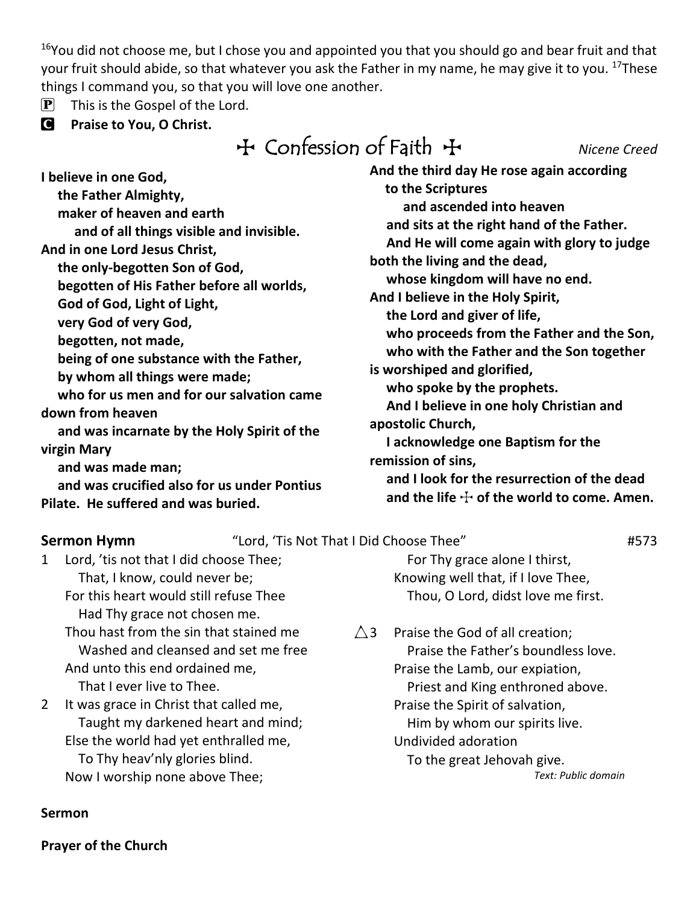[16]You did not choose me, but I chose you and appointed you that you should go and bear fruit and that your fruit should abide, so that whatever you ask the Father in my name, he may give it to you. [17]These things I command you, so that you will love one another.

**P** This is the Gospel of the Lord.

**C** **Praise to You, O Christ.**

## ☩ Confession of Faith ☩

*Nicene Creed*

**I believe in one God,**
**the Father Almighty,**
**maker of heaven and earth**
**and of all things visible and invisible.**
**And in one Lord Jesus Christ,**
**the only-begotten Son of God,**
**begotten of His Father before all worlds,**
**God of God, Light of Light,**
**very God of very God,**
**begotten, not made,**
**being of one substance with the Father,**
**by whom all things were made;**
**who for us men and for our salvation came down from heaven**
**and was incarnate by the Holy Spirit of the virgin Mary**
**and was made man;**
**and was crucified also for us under Pontius Pilate. He suffered and was buried.**
**And the third day He rose again according to the Scriptures**
**and ascended into heaven**
**and sits at the right hand of the Father.**
**And He will come again with glory to judge both the living and the dead,**
**whose kingdom will have no end.**
**And I believe in the Holy Spirit,**
**the Lord and giver of life,**
**who proceeds from the Father and the Son,**
**who with the Father and the Son together is worshiped and glorified,**
**who spoke by the prophets.**
**And I believe in one holy Christian and apostolic Church,**
**I acknowledge one Baptism for the remission of sins,**
**and I look for the resurrection of the dead**
**and the life ☩ of the world to come. Amen.**

**Sermon Hymn** "Lord, 'Tis Not That I Did Choose Thee" #573

1 Lord, 'tis not that I did choose Thee;
That, I know, could never be;
For this heart would still refuse Thee
Had Thy grace not chosen me.
Thou hast from the sin that stained me
Washed and cleansed and set me free
And unto this end ordained me,
That I ever live to Thee.

2 It was grace in Christ that called me,
Taught my darkened heart and mind;
Else the world had yet enthralled me,
To Thy heav'nly glories blind.
Now I worship none above Thee;
For Thy grace alone I thirst,
Knowing well that, if I love Thee,
Thou, O Lord, didst love me first.

△3 Praise the God of all creation;
Praise the Father's boundless love.
Praise the Lamb, our expiation,
Priest and King enthroned above.
Praise the Spirit of salvation,
Him by whom our spirits live.
Undivided adoration
To the great Jehovah give.

*Text: Public domain*

**Sermon**

**Prayer of the Church**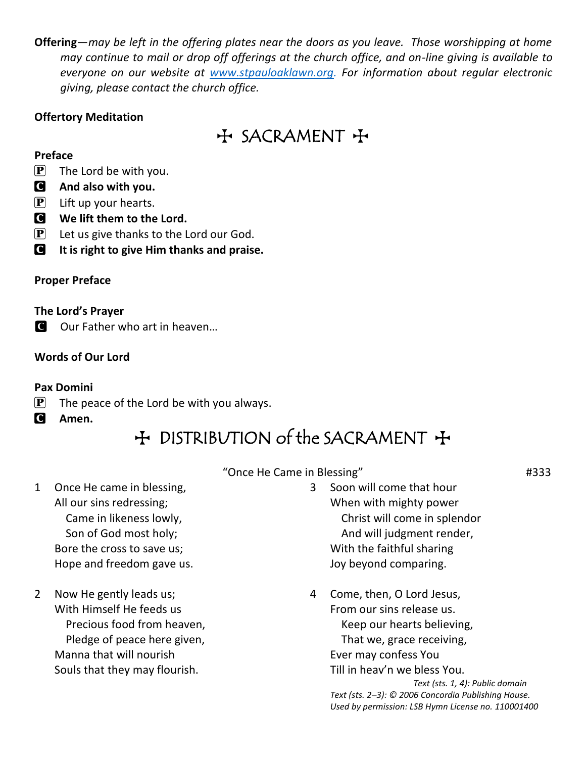**Offering**—*may be left in the offering plates near the doors as you leave. Those worshipping at home may continue to mail or drop off offerings at the church office, and on-line giving is available to everyone on our website at [www.stpauloaklawn.org](http://www.stpauloaklawn.org). For information about regular electronic giving, please contact the church office.*

**Offertory Meditation**

## ☩ SACRAMENT ☩

**Preface**

P The Lord be with you.
C **And also with you.**
P Lift up your hearts.
C **We lift them to the Lord.**
P Let us give thanks to the Lord our God.
C **It is right to give Him thanks and praise.**

**Proper Preface**

**The Lord's Prayer**

C Our Father who art in heaven…

**Words of Our Lord**

**Pax Domini**

P The peace of the Lord be with you always.
C **Amen.**

## ☩ DISTRIBUTION of the SACRAMENT ☩

"Once He Came in Blessing" #333

1 Once He came in blessing,
All our sins redressing;
  Came in likeness lowly,
  Son of God most holy;
Bore the cross to save us;
Hope and freedom gave us.

2 Now He gently leads us;
With Himself He feeds us
  Precious food from heaven,
  Pledge of peace here given,
Manna that will nourish
Souls that they may flourish.

3 Soon will come that hour
When with mighty power
  Christ will come in splendor
  And will judgment render,
With the faithful sharing
Joy beyond comparing.

4 Come, then, O Lord Jesus,
From our sins release us.
  Keep our hearts believing,
  That we, grace receiving,
Ever may confess You
Till in heav'n we bless You.

*Text (sts. 1, 4): Public domain*
*Text (sts. 2–3): © 2006 Concordia Publishing House.*
*Used by permission: LSB Hymn License no. 110001400*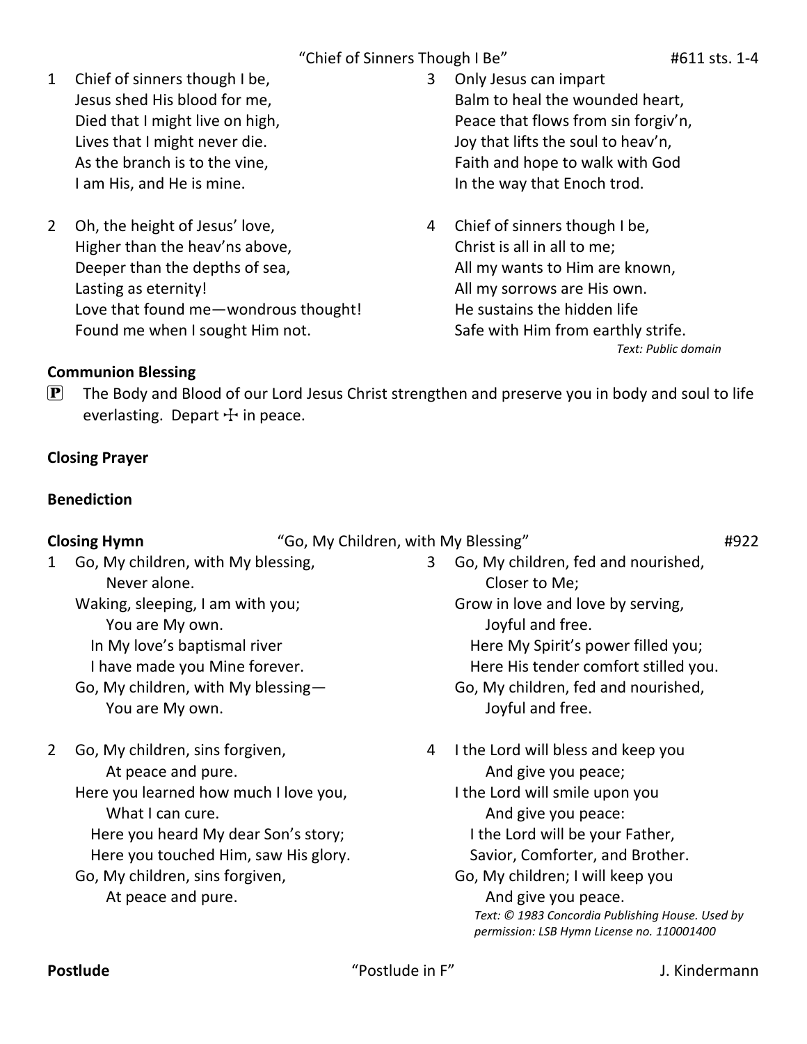"Chief of Sinners Though I Be" #611 sts. 1-4

1 Chief of sinners though I be,
Jesus shed His blood for me,
Died that I might live on high,
Lives that I might never die.
As the branch is to the vine,
I am His, and He is mine.

2 Oh, the height of Jesus' love,
Higher than the heav'ns above,
Deeper than the depths of sea,
Lasting as eternity!
Love that found me—wondrous thought!
Found me when I sought Him not.

3 Only Jesus can impart
Balm to heal the wounded heart,
Peace that flows from sin forgiv'n,
Joy that lifts the soul to heav'n,
Faith and hope to walk with God
In the way that Enoch trod.

4 Chief of sinners though I be,
Christ is all in all to me;
All my wants to Him are known,
All my sorrows are His own.
He sustains the hidden life
Safe with Him from earthly strife.

*Text: Public domain*

**Communion Blessing**

**P** The Body and Blood of our Lord Jesus Christ strengthen and preserve you in body and soul to life everlasting. Depart ☩ in peace.

**Closing Prayer**

**Benediction**

**Closing Hymn** "Go, My Children, with My Blessing" #922

1 Go, My children, with My blessing,
Never alone.
Waking, sleeping, I am with you;
You are My own.
In My love's baptismal river
I have made you Mine forever.
Go, My children, with My blessing—
You are My own.

2 Go, My children, sins forgiven,
At peace and pure.
Here you learned how much I love you,
What I can cure.
Here you heard My dear Son's story;
Here you touched Him, saw His glory.
Go, My children, sins forgiven,
At peace and pure.

3 Go, My children, fed and nourished,
Closer to Me;
Grow in love and love by serving,
Joyful and free.
Here My Spirit's power filled you;
Here His tender comfort stilled you.
Go, My children, fed and nourished,
Joyful and free.

4 I the Lord will bless and keep you
And give you peace;
I the Lord will smile upon you
And give you peace:
I the Lord will be your Father,
Savior, Comforter, and Brother.
Go, My children; I will keep you
And give you peace.

*Text: © 1983 Concordia Publishing House. Used by permission: LSB Hymn License no. 110001400*

**Postlude** "Postlude in F" J. Kindermann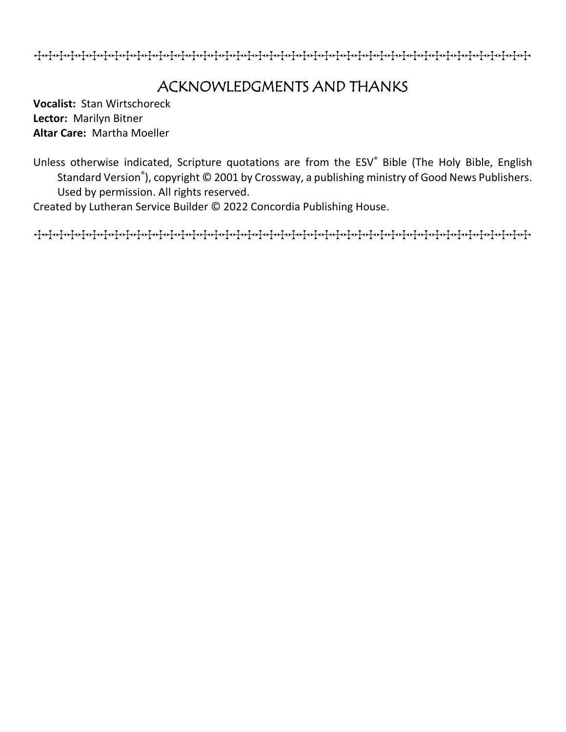# ACKNOWLEDGMENTS AND THANKS

**Vocalist:** Stan Wirtschoreck
**Lector:** Marilyn Bitner
**Altar Care:** Martha Moeller

Unless otherwise indicated, Scripture quotations are from the ESV® Bible (The Holy Bible, English Standard Version®), copyright © 2001 by Crossway, a publishing ministry of Good News Publishers. Used by permission. All rights reserved.

Created by Lutheran Service Builder © 2022 Concordia Publishing House.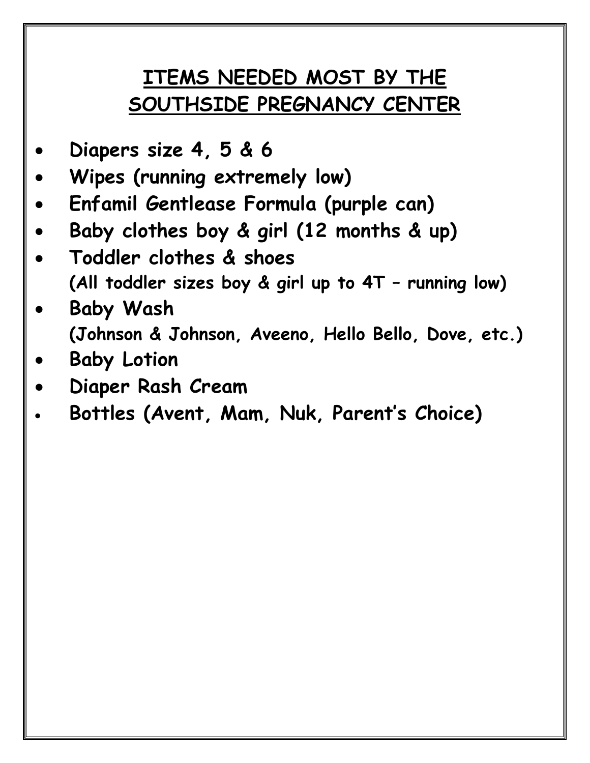# ITEMS NEEDED MOST BY THE SOUTHSIDE PREGNANCY CENTER

- **Diapers size 4, 5 & 6**
- **Wipes (running extremely low)**
- **Enfamil Gentlease Formula (purple can)**
- **Baby clothes boy & girl (12 months & up)**
- **Toddler clothes & shoes**
  **(All toddler sizes boy & girl up to 4T – running low)**
- **Baby Wash**
  **(Johnson & Johnson, Aveeno, Hello Bello, Dove, etc.)**
- **Baby Lotion**
- **Diaper Rash Cream**
- **Bottles (Avent, Mam, Nuk, Parent's Choice)**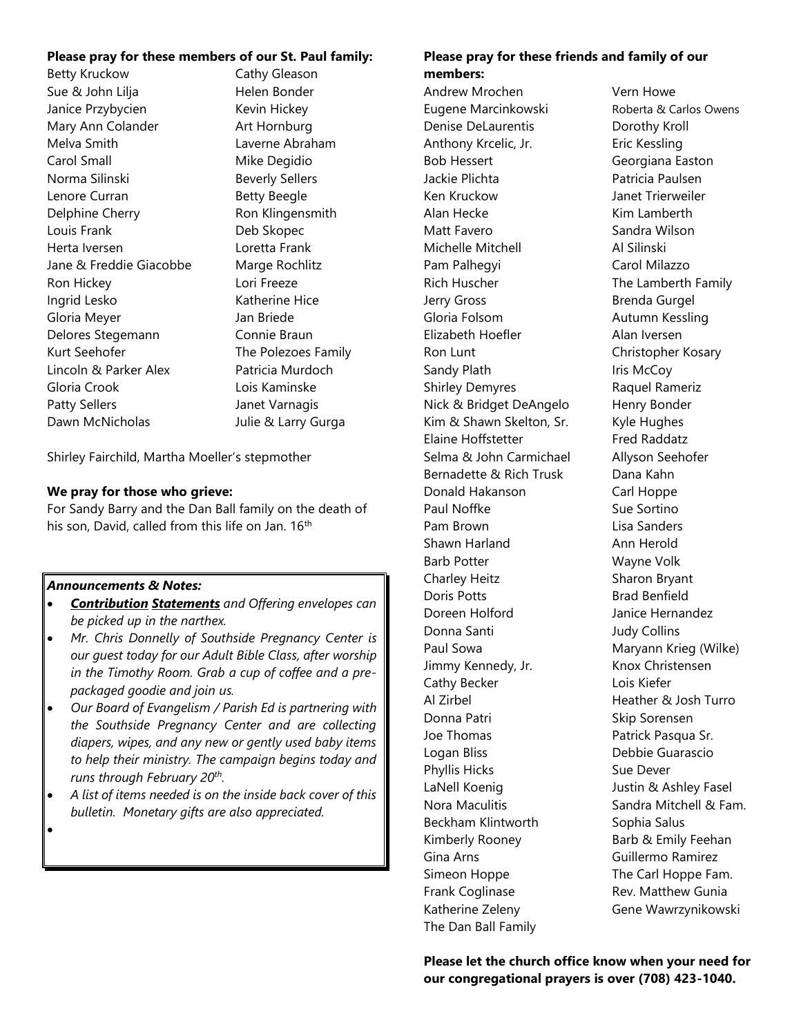**Please pray for these members of our St. Paul family:**

Betty Kruckow
Sue & John Lilja
Janice Przybycien
Mary Ann Colander
Melva Smith
Carol Small
Norma Silinski
Lenore Curran
Delphine Cherry
Louis Frank
Herta Iversen
Jane & Freddie Giacobbe
Ron Hickey
Ingrid Lesko
Gloria Meyer
Delores Stegemann
Kurt Seehofer
Lincoln & Parker Alex
Gloria Crook
Patty Sellers
Dawn McNicholas
Cathy Gleason
Helen Bonder
Kevin Hickey
Art Hornburg
Laverne Abraham
Mike Degidio
Beverly Sellers
Betty Beegle
Ron Klingensmith
Deb Skopec
Loretta Frank
Marge Rochlitz
Lori Freeze
Katherine Hice
Jan Briede
Connie Braun
The Polezoes Family
Patricia Murdoch
Lois Kaminske
Janet Varnagis
Julie & Larry Gurga

Shirley Fairchild, Martha Moeller's stepmother

**We pray for those who grieve:**

For Sandy Barry and the Dan Ball family on the death of his son, David, called from this life on Jan. 16th

***Announcements & Notes:***

- ***Contribution Statements*** *and Offering envelopes can be picked up in the narthex.*
- *Mr. Chris Donnelly of Southside Pregnancy Center is our guest today for our Adult Bible Class, after worship in the Timothy Room. Grab a cup of coffee and a pre-packaged goodie and join us.*
- *Our Board of Evangelism / Parish Ed is partnering with the Southside Pregnancy Center and are collecting diapers, wipes, and any new or gently used baby items to help their ministry. The campaign begins today and runs through February 20th.*
- *A list of items needed is on the inside back cover of this bulletin. Monetary gifts are also appreciated.*

**Please pray for these friends and family of our members:**

Andrew Mrochen
Eugene Marcinkowski
Denise DeLaurentis
Anthony Krcelic, Jr.
Bob Hessert
Jackie Plichta
Ken Kruckow
Alan Hecke
Matt Favero
Michelle Mitchell
Pam Palhegyi
Rich Huscher
Jerry Gross
Gloria Folsom
Elizabeth Hoefler
Ron Lunt
Sandy Plath
Shirley Demyres
Nick & Bridget DeAngelo
Kim & Shawn Skelton, Sr.
Elaine Hoffstetter
Selma & John Carmichael
Bernadette & Rich Trusk
Donald Hakanson
Paul Noffke
Pam Brown
Shawn Harland
Barb Potter
Charley Heitz
Doris Potts
Doreen Holford
Donna Santi
Paul Sowa
Jimmy Kennedy, Jr.
Cathy Becker
Al Zirbel
Donna Patri
Joe Thomas
Logan Bliss
Phyllis Hicks
LaNell Koenig
Nora Maculitis
Beckham Klintworth
Kimberly Rooney
Gina Arns
Simeon Hoppe
Frank Coglinase
Katherine Zeleny
The Dan Ball Family
Vern Howe
Roberta & Carlos Owens
Dorothy Kroll
Eric Kessling
Georgiana Easton
Patricia Paulsen
Janet Trierweiler
Kim Lamberth
Sandra Wilson
Al Silinski
Carol Milazzo
The Lamberth Family
Brenda Gurgel
Autumn Kessling
Alan Iversen
Christopher Kosary
Iris McCoy
Raquel Rameriz
Henry Bonder
Kyle Hughes
Fred Raddatz
Allyson Seehofer
Dana Kahn
Carl Hoppe
Sue Sortino
Lisa Sanders
Ann Herold
Wayne Volk
Sharon Bryant
Brad Benfield
Janice Hernandez
Judy Collins
Maryann Krieg (Wilke)
Knox Christensen
Lois Kiefer
Heather & Josh Turro
Skip Sorensen
Patrick Pasqua Sr.
Debbie Guarascio
Sue Dever
Justin & Ashley Fasel
Sandra Mitchell & Fam.
Sophia Salus
Barb & Emily Feehan
Guillermo Ramirez
The Carl Hoppe Fam.
Rev. Matthew Gunia
Gene Wawrzynikowski

**Please let the church office know when your need for our congregational prayers is over (708) 423-1040.**